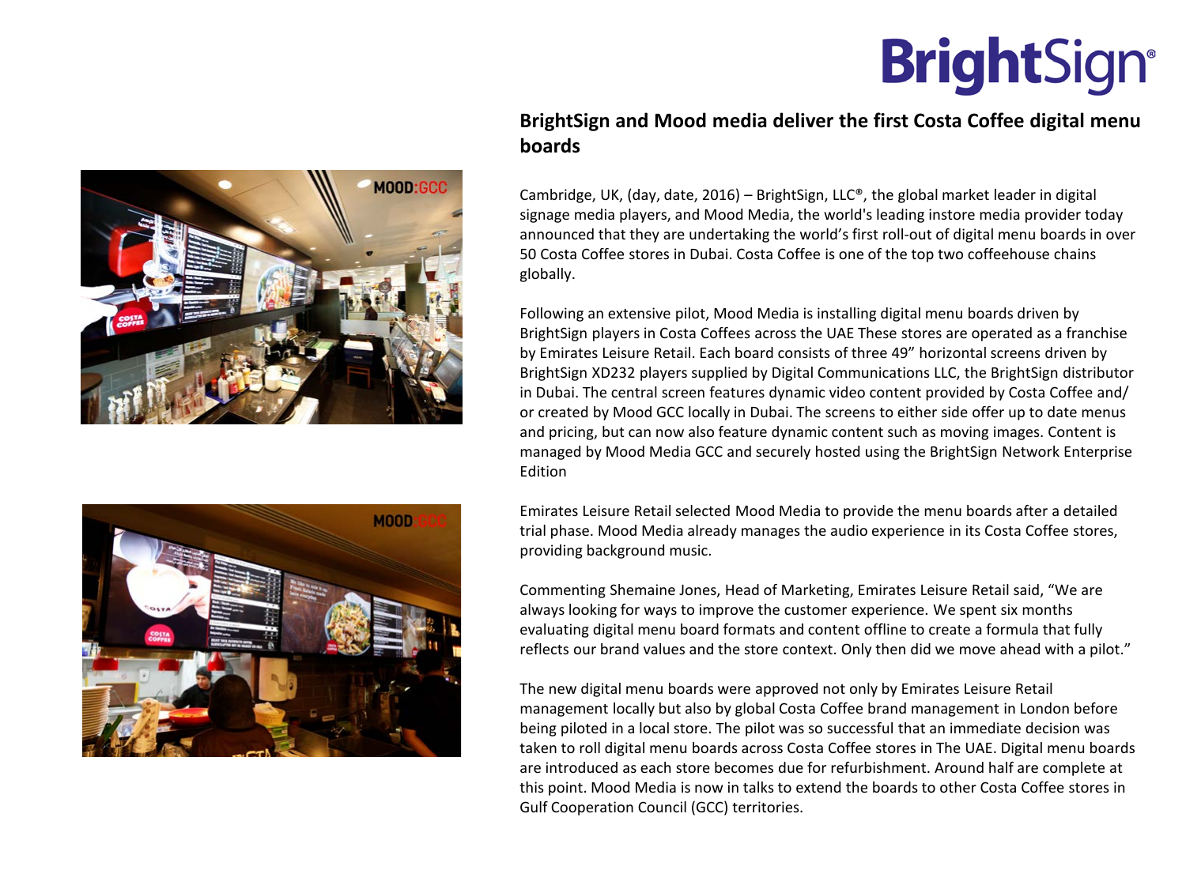BrightSign®

# BrightSign and Mood media deliver the first Costa Coffee digital menu boards

Cambridge, UK, (day, date, 2016) – BrightSign, LLC®, the global market leader in digital signage media players, and Mood Media, the world's leading instore media provider today announced that they are undertaking the world's first roll-out of digital menu boards in over 50 Costa Coffee stores in Dubai. Costa Coffee is one of the top two coffeehouse chains globally.

Following an extensive pilot, Mood Media is installing digital menu boards driven by BrightSign players in Costa Coffees across the UAE These stores are operated as a franchise by Emirates Leisure Retail. Each board consists of three 49" horizontal screens driven by BrightSign XD232 players supplied by Digital Communications LLC, the BrightSign distributor in Dubai. The central screen features dynamic video content provided by Costa Coffee and/ or created by Mood GCC locally in Dubai. The screens to either side offer up to date menus and pricing, but can now also feature dynamic content such as moving images. Content is managed by Mood Media GCC and securely hosted using the BrightSign Network Enterprise Edition

Emirates Leisure Retail selected Mood Media to provide the menu boards after a detailed trial phase. Mood Media already manages the audio experience in its Costa Coffee stores, providing background music.

Commenting Shemaine Jones, Head of Marketing, Emirates Leisure Retail said, "We are always looking for ways to improve the customer experience. We spent six months evaluating digital menu board formats and content offline to create a formula that fully reflects our brand values and the store context. Only then did we move ahead with a pilot."

The new digital menu boards were approved not only by Emirates Leisure Retail management locally but also by global Costa Coffee brand management in London before being piloted in a local store. The pilot was so successful that an immediate decision was taken to roll digital menu boards across Costa Coffee stores in The UAE. Digital menu boards are introduced as each store becomes due for refurbishment. Around half are complete at this point. Mood Media is now in talks to extend the boards to other Costa Coffee stores in Gulf Cooperation Council (GCC) territories.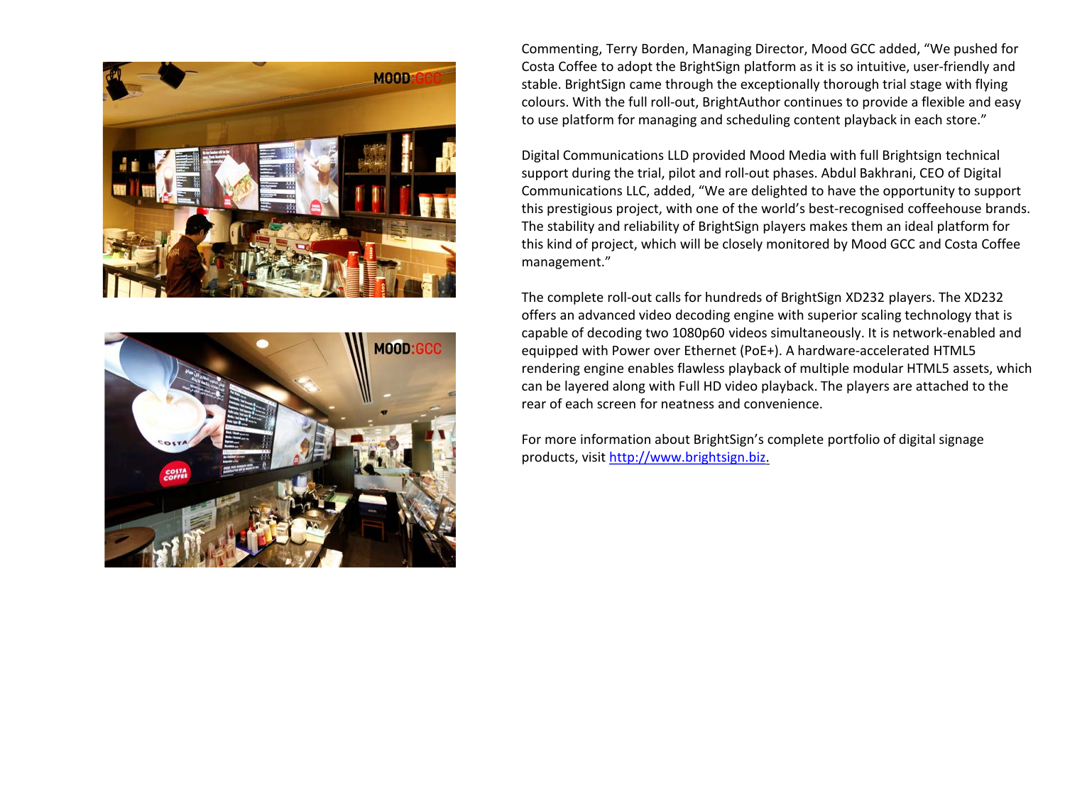Commenting, Terry Borden, Managing Director, Mood GCC added, "We pushed for Costa Coffee to adopt the BrightSign platform as it is so intuitive, user-friendly and stable. BrightSign came through the exceptionally thorough trial stage with flying colours. With the full roll-out, BrightAuthor continues to provide a flexible and easy to use platform for managing and scheduling content playback in each store."

Digital Communications LLD provided Mood Media with full Brightsign technical support during the trial, pilot and roll-out phases. Abdul Bakhrani, CEO of Digital Communications LLC, added, "We are delighted to have the opportunity to support this prestigious project, with one of the world's best-recognised coffeehouse brands. The stability and reliability of BrightSign players makes them an ideal platform for this kind of project, which will be closely monitored by Mood GCC and Costa Coffee management."

The complete roll-out calls for hundreds of BrightSign XD232 players. The XD232 offers an advanced video decoding engine with superior scaling technology that is capable of decoding two 1080p60 videos simultaneously. It is network-enabled and equipped with Power over Ethernet (PoE+). A hardware-accelerated HTML5 rendering engine enables flawless playback of multiple modular HTML5 assets, which can be layered along with Full HD video playback. The players are attached to the rear of each screen for neatness and convenience.

For more information about BrightSign's complete portfolio of digital signage products, visit [http://www.brightsign.biz.](http://www.brightsign.biz)